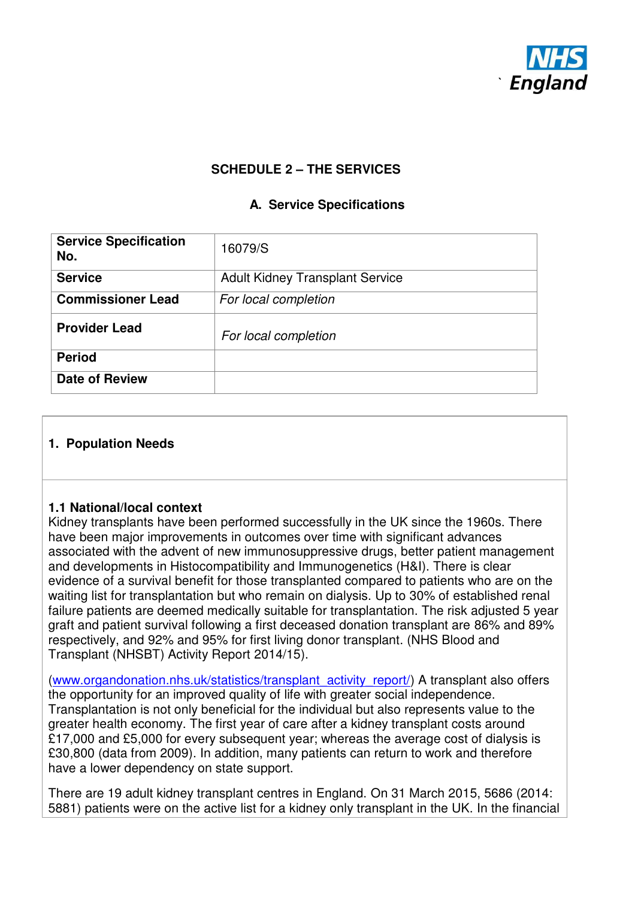# SCHEDULE 2 – THE SERVICES

## A. Service Specifications

| Service Specification No. | 16079/S |
|---|---|
| Service | Adult Kidney Transplant Service |
| Commissioner Lead | *For local completion* |
| Provider Lead | *For local completion* |
| Period | |
| Date of Review | |

## 1. Population Needs

### 1.1 National/local context

Kidney transplants have been performed successfully in the UK since the 1960s. There have been major improvements in outcomes over time with significant advances associated with the advent of new immunosuppressive drugs, better patient management and developments in Histocompatibility and Immunogenetics (H&I). There is clear evidence of a survival benefit for those transplanted compared to patients who are on the waiting list for transplantation but who remain on dialysis. Up to 30% of established renal failure patients are deemed medically suitable for transplantation. The risk adjusted 5 year graft and patient survival following a first deceased donation transplant are 86% and 89% respectively, and 92% and 95% for first living donor transplant. (NHS Blood and Transplant (NHSBT) Activity Report 2014/15).

(www.organdonation.nhs.uk/statistics/transplant_activity_report/) A transplant also offers the opportunity for an improved quality of life with greater social independence. Transplantation is not only beneficial for the individual but also represents value to the greater health economy. The first year of care after a kidney transplant costs around £17,000 and £5,000 for every subsequent year; whereas the average cost of dialysis is £30,800 (data from 2009). In addition, many patients can return to work and therefore have a lower dependency on state support.

There are 19 adult kidney transplant centres in England. On 31 March 2015, 5686 (2014: 5881) patients were on the active list for a kidney only transplant in the UK. In the financial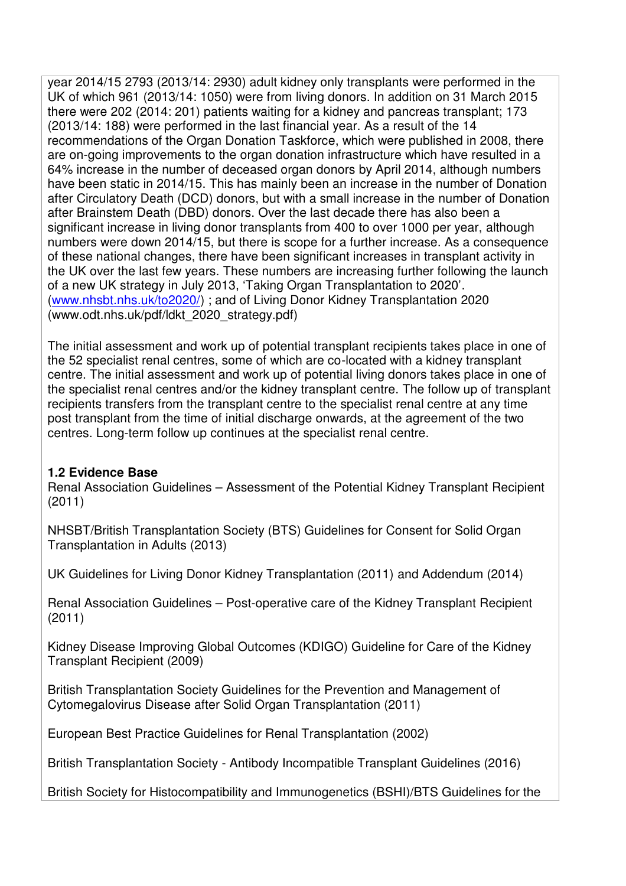year 2014/15 2793 (2013/14: 2930) adult kidney only transplants were performed in the UK of which 961 (2013/14: 1050) were from living donors. In addition on 31 March 2015 there were 202 (2014: 201) patients waiting for a kidney and pancreas transplant; 173 (2013/14: 188) were performed in the last financial year. As a result of the 14 recommendations of the Organ Donation Taskforce, which were published in 2008, there are on-going improvements to the organ donation infrastructure which have resulted in a 64% increase in the number of deceased organ donors by April 2014, although numbers have been static in 2014/15. This has mainly been an increase in the number of Donation after Circulatory Death (DCD) donors, but with a small increase in the number of Donation after Brainstem Death (DBD) donors. Over the last decade there has also been a significant increase in living donor transplants from 400 to over 1000 per year, although numbers were down 2014/15, but there is scope for a further increase. As a consequence of these national changes, there have been significant increases in transplant activity in the UK over the last few years. These numbers are increasing further following the launch of a new UK strategy in July 2013, 'Taking Organ Transplantation to 2020'. (www.nhsbt.nhs.uk/to2020/) ; and of Living Donor Kidney Transplantation 2020 (www.odt.nhs.uk/pdf/ldkt_2020_strategy.pdf)

The initial assessment and work up of potential transplant recipients takes place in one of the 52 specialist renal centres, some of which are co-located with a kidney transplant centre. The initial assessment and work up of potential living donors takes place in one of the specialist renal centres and/or the kidney transplant centre. The follow up of transplant recipients transfers from the transplant centre to the specialist renal centre at any time post transplant from the time of initial discharge onwards, at the agreement of the two centres. Long-term follow up continues at the specialist renal centre.

**1.2 Evidence Base**

Renal Association Guidelines – Assessment of the Potential Kidney Transplant Recipient (2011)

NHSBT/British Transplantation Society (BTS) Guidelines for Consent for Solid Organ Transplantation in Adults (2013)

UK Guidelines for Living Donor Kidney Transplantation (2011) and Addendum (2014)

Renal Association Guidelines – Post-operative care of the Kidney Transplant Recipient (2011)

Kidney Disease Improving Global Outcomes (KDIGO) Guideline for Care of the Kidney Transplant Recipient (2009)

British Transplantation Society Guidelines for the Prevention and Management of Cytomegalovirus Disease after Solid Organ Transplantation (2011)

European Best Practice Guidelines for Renal Transplantation (2002)

British Transplantation Society - Antibody Incompatible Transplant Guidelines (2016)

British Society for Histocompatibility and Immunogenetics (BSHI)/BTS Guidelines for the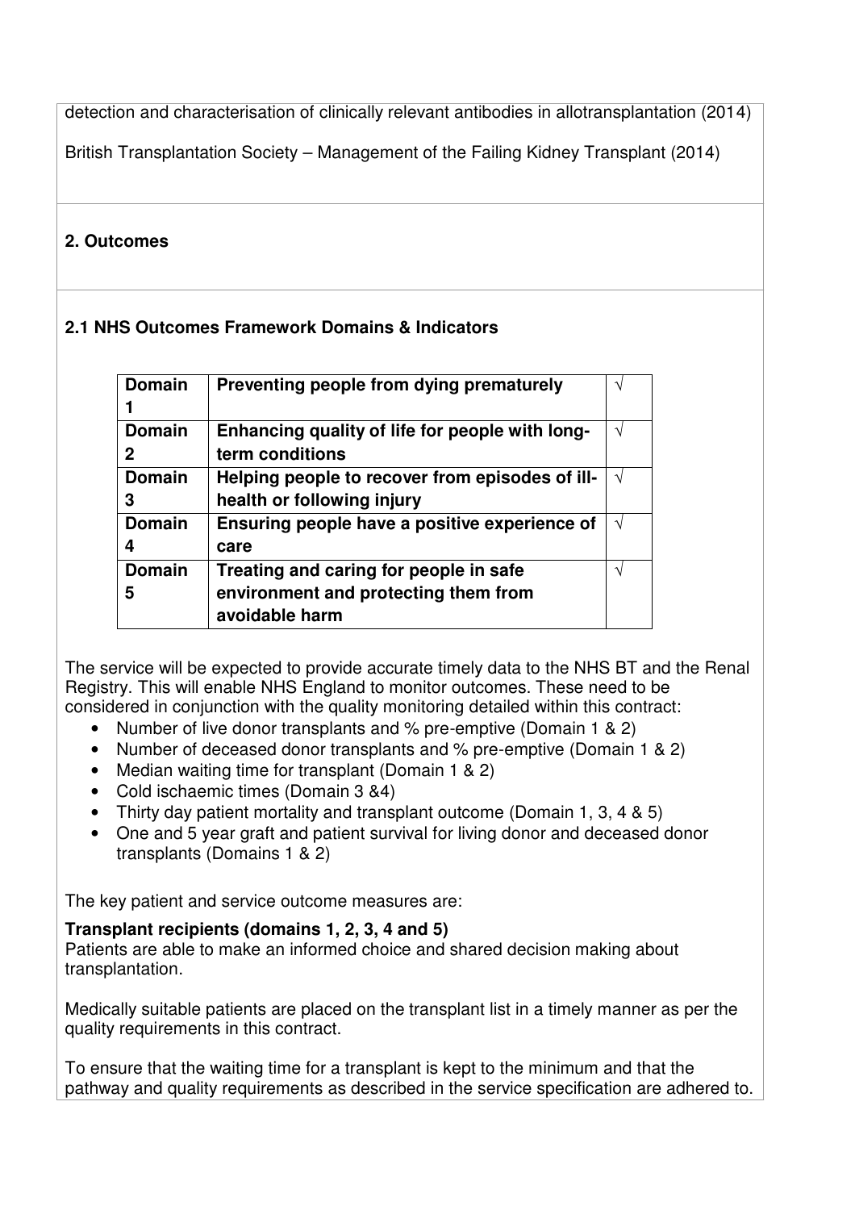detection and characterisation of clinically relevant antibodies in allotransplantation (2014)

British Transplantation Society – Management of the Failing Kidney Transplant (2014)

## 2. Outcomes

### 2.1 NHS Outcomes Framework Domains & Indicators

| Domain | | |
|---|---|---|
| **Domain 1** | **Preventing people from dying prematurely** | √ |
| **Domain 2** | **Enhancing quality of life for people with long-term conditions** | √ |
| **Domain 3** | **Helping people to recover from episodes of ill-health or following injury** | √ |
| **Domain 4** | **Ensuring people have a positive experience of care** | √ |
| **Domain 5** | **Treating and caring for people in safe environment and protecting them from avoidable harm** | √ |

The service will be expected to provide accurate timely data to the NHS BT and the Renal Registry. This will enable NHS England to monitor outcomes. These need to be considered in conjunction with the quality monitoring detailed within this contract:

- Number of live donor transplants and % pre-emptive (Domain 1 & 2)
- Number of deceased donor transplants and % pre-emptive (Domain 1 & 2)
- Median waiting time for transplant (Domain 1 & 2)
- Cold ischaemic times (Domain 3 &4)
- Thirty day patient mortality and transplant outcome (Domain 1, 3, 4 & 5)
- One and 5 year graft and patient survival for living donor and deceased donor transplants (Domains 1 & 2)

The key patient and service outcome measures are:

**Transplant recipients (domains 1, 2, 3, 4 and 5)**
Patients are able to make an informed choice and shared decision making about transplantation.

Medically suitable patients are placed on the transplant list in a timely manner as per the quality requirements in this contract.

To ensure that the waiting time for a transplant is kept to the minimum and that the pathway and quality requirements as described in the service specification are adhered to.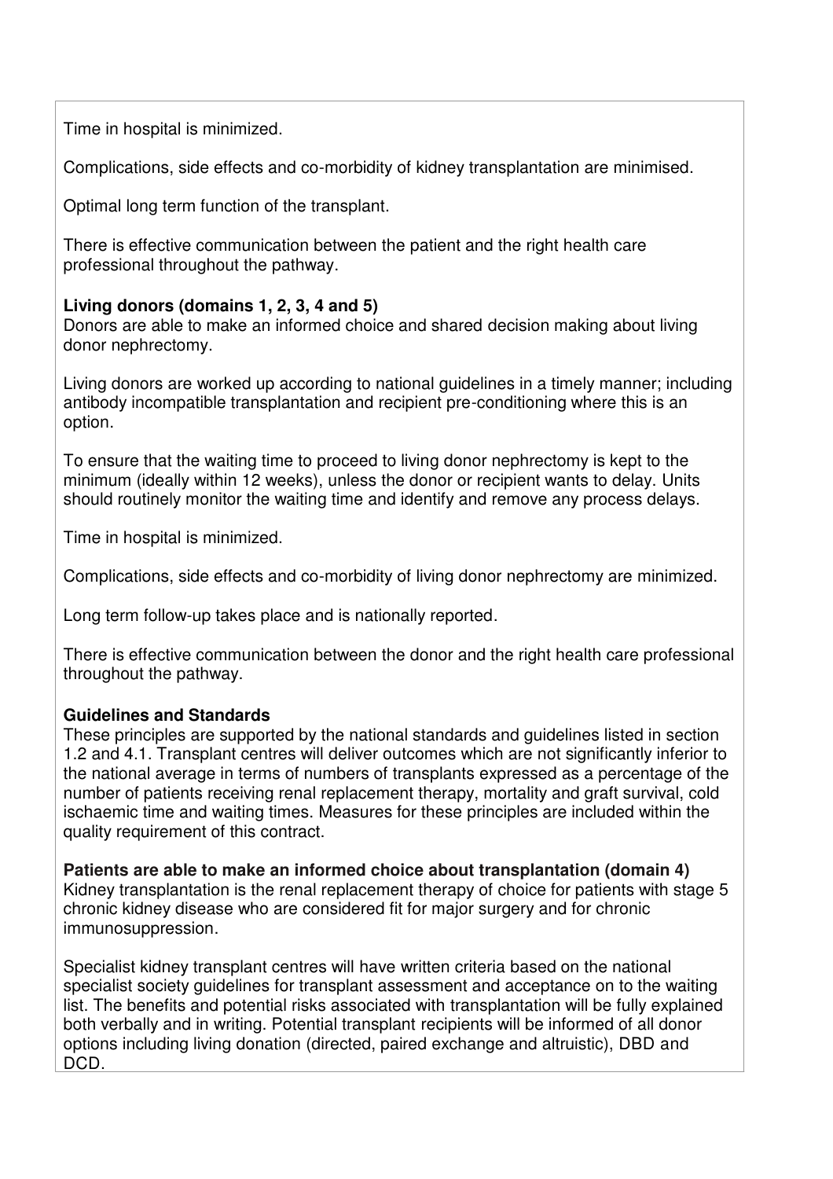Time in hospital is minimized.

Complications, side effects and co-morbidity of kidney transplantation are minimised.

Optimal long term function of the transplant.

There is effective communication between the patient and the right health care professional throughout the pathway.

**Living donors (domains 1, 2, 3, 4 and 5)**
Donors are able to make an informed choice and shared decision making about living donor nephrectomy.

Living donors are worked up according to national guidelines in a timely manner; including antibody incompatible transplantation and recipient pre-conditioning where this is an option.

To ensure that the waiting time to proceed to living donor nephrectomy is kept to the minimum (ideally within 12 weeks), unless the donor or recipient wants to delay. Units should routinely monitor the waiting time and identify and remove any process delays.

Time in hospital is minimized.

Complications, side effects and co-morbidity of living donor nephrectomy are minimized.

Long term follow-up takes place and is nationally reported.

There is effective communication between the donor and the right health care professional throughout the pathway.

**Guidelines and Standards**
These principles are supported by the national standards and guidelines listed in section 1.2 and 4.1. Transplant centres will deliver outcomes which are not significantly inferior to the national average in terms of numbers of transplants expressed as a percentage of the number of patients receiving renal replacement therapy, mortality and graft survival, cold ischaemic time and waiting times. Measures for these principles are included within the quality requirement of this contract.

**Patients are able to make an informed choice about transplantation (domain 4)**
Kidney transplantation is the renal replacement therapy of choice for patients with stage 5 chronic kidney disease who are considered fit for major surgery and for chronic immunosuppression.

Specialist kidney transplant centres will have written criteria based on the national specialist society guidelines for transplant assessment and acceptance on to the waiting list. The benefits and potential risks associated with transplantation will be fully explained both verbally and in writing. Potential transplant recipients will be informed of all donor options including living donation (directed, paired exchange and altruistic), DBD and DCD.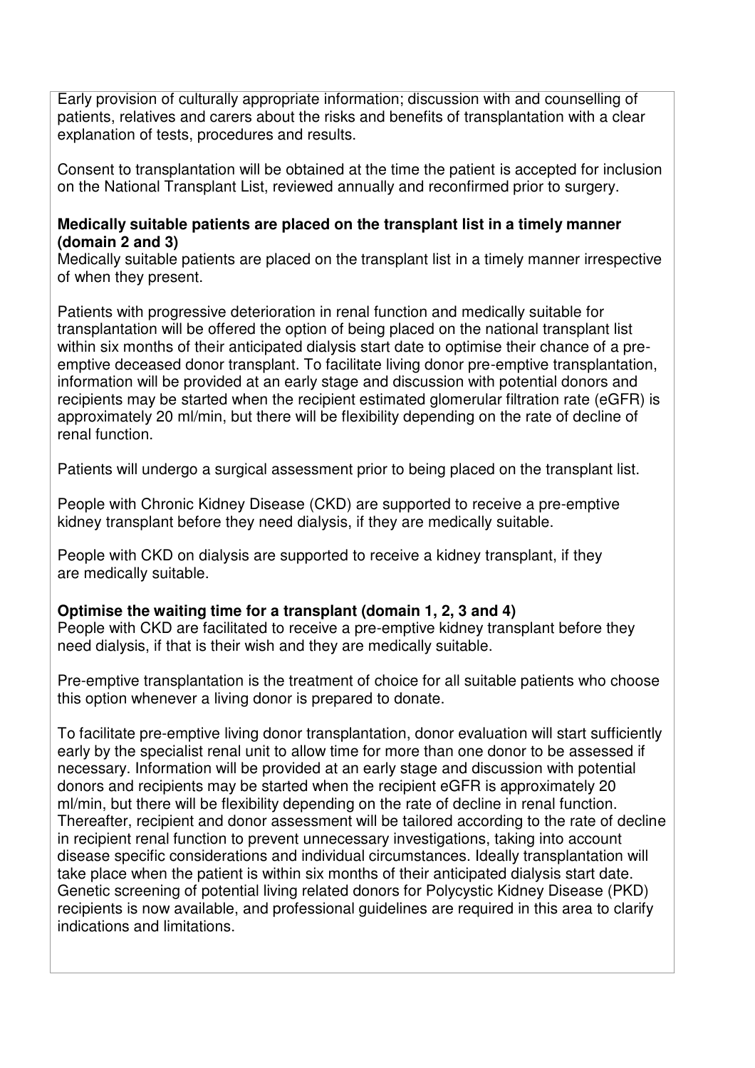Early provision of culturally appropriate information; discussion with and counselling of patients, relatives and carers about the risks and benefits of transplantation with a clear explanation of tests, procedures and results.

Consent to transplantation will be obtained at the time the patient is accepted for inclusion on the National Transplant List, reviewed annually and reconfirmed prior to surgery.

**Medically suitable patients are placed on the transplant list in a timely manner (domain 2 and 3)**

Medically suitable patients are placed on the transplant list in a timely manner irrespective of when they present.

Patients with progressive deterioration in renal function and medically suitable for transplantation will be offered the option of being placed on the national transplant list within six months of their anticipated dialysis start date to optimise their chance of a pre-emptive deceased donor transplant. To facilitate living donor pre-emptive transplantation, information will be provided at an early stage and discussion with potential donors and recipients may be started when the recipient estimated glomerular filtration rate (eGFR) is approximately 20 ml/min, but there will be flexibility depending on the rate of decline of renal function.

Patients will undergo a surgical assessment prior to being placed on the transplant list.

People with Chronic Kidney Disease (CKD) are supported to receive a pre-emptive kidney transplant before they need dialysis, if they are medically suitable.

People with CKD on dialysis are supported to receive a kidney transplant, if they are medically suitable.

**Optimise the waiting time for a transplant (domain 1, 2, 3 and 4)**

People with CKD are facilitated to receive a pre-emptive kidney transplant before they need dialysis, if that is their wish and they are medically suitable.

Pre-emptive transplantation is the treatment of choice for all suitable patients who choose this option whenever a living donor is prepared to donate.

To facilitate pre-emptive living donor transplantation, donor evaluation will start sufficiently early by the specialist renal unit to allow time for more than one donor to be assessed if necessary. Information will be provided at an early stage and discussion with potential donors and recipients may be started when the recipient eGFR is approximately 20 ml/min, but there will be flexibility depending on the rate of decline in renal function. Thereafter, recipient and donor assessment will be tailored according to the rate of decline in recipient renal function to prevent unnecessary investigations, taking into account disease specific considerations and individual circumstances. Ideally transplantation will take place when the patient is within six months of their anticipated dialysis start date. Genetic screening of potential living related donors for Polycystic Kidney Disease (PKD) recipients is now available, and professional guidelines are required in this area to clarify indications and limitations.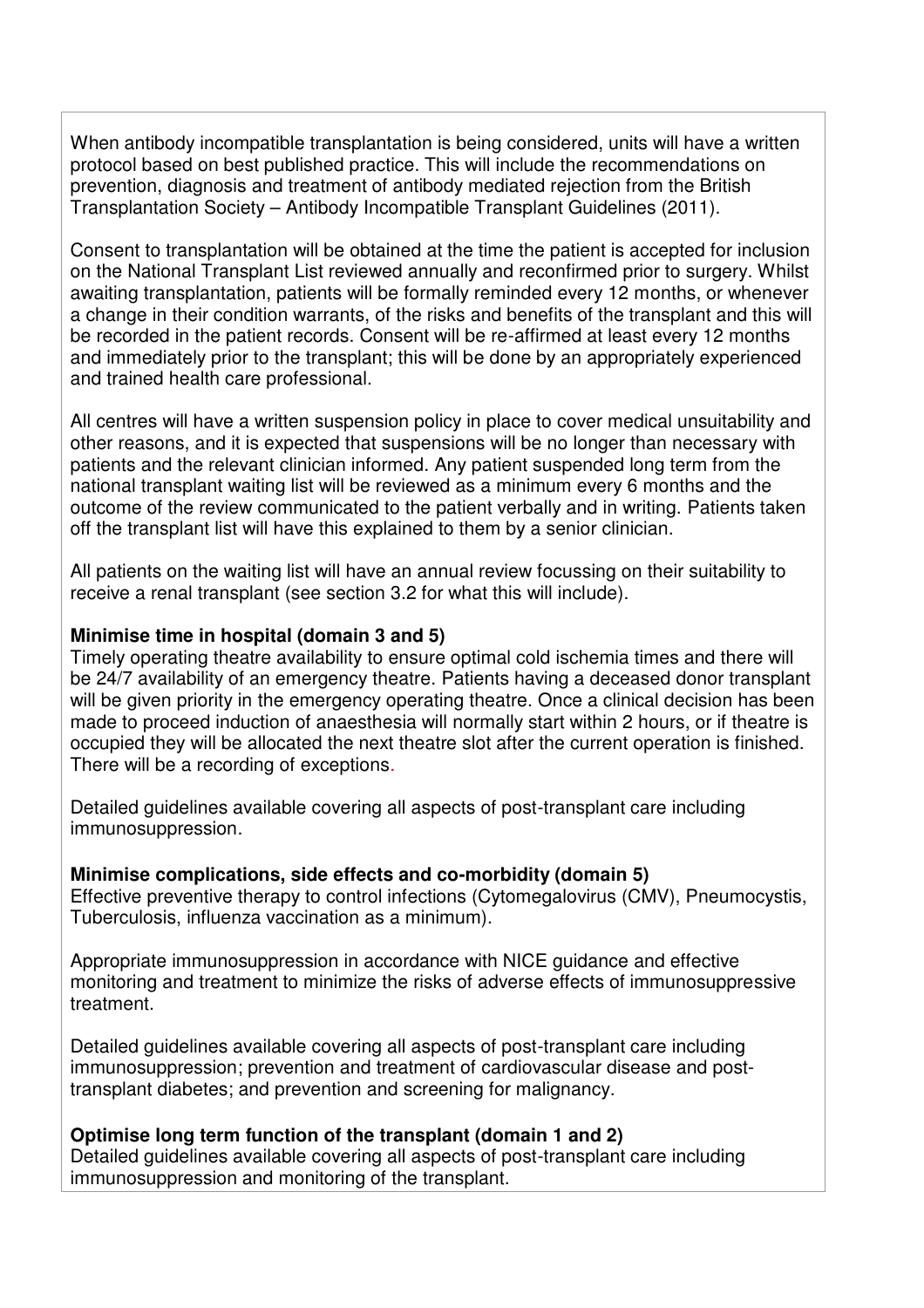When antibody incompatible transplantation is being considered, units will have a written protocol based on best published practice. This will include the recommendations on prevention, diagnosis and treatment of antibody mediated rejection from the British Transplantation Society – Antibody Incompatible Transplant Guidelines (2011).

Consent to transplantation will be obtained at the time the patient is accepted for inclusion on the National Transplant List reviewed annually and reconfirmed prior to surgery. Whilst awaiting transplantation, patients will be formally reminded every 12 months, or whenever a change in their condition warrants, of the risks and benefits of the transplant and this will be recorded in the patient records. Consent will be re-affirmed at least every 12 months and immediately prior to the transplant; this will be done by an appropriately experienced and trained health care professional.

All centres will have a written suspension policy in place to cover medical unsuitability and other reasons, and it is expected that suspensions will be no longer than necessary with patients and the relevant clinician informed. Any patient suspended long term from the national transplant waiting list will be reviewed as a minimum every 6 months and the outcome of the review communicated to the patient verbally and in writing. Patients taken off the transplant list will have this explained to them by a senior clinician.

All patients on the waiting list will have an annual review focussing on their suitability to receive a renal transplant (see section 3.2 for what this will include).

**Minimise time in hospital (domain 3 and 5)**
Timely operating theatre availability to ensure optimal cold ischemia times and there will be 24/7 availability of an emergency theatre. Patients having a deceased donor transplant will be given priority in the emergency operating theatre. Once a clinical decision has been made to proceed induction of anaesthesia will normally start within 2 hours, or if theatre is occupied they will be allocated the next theatre slot after the current operation is finished. There will be a recording of exceptions.

Detailed guidelines available covering all aspects of post-transplant care including immunosuppression.

**Minimise complications, side effects and co-morbidity (domain 5)**
Effective preventive therapy to control infections (Cytomegalovirus (CMV), Pneumocystis, Tuberculosis, influenza vaccination as a minimum).

Appropriate immunosuppression in accordance with NICE guidance and effective monitoring and treatment to minimize the risks of adverse effects of immunosuppressive treatment.

Detailed guidelines available covering all aspects of post-transplant care including immunosuppression; prevention and treatment of cardiovascular disease and post-transplant diabetes; and prevention and screening for malignancy.

**Optimise long term function of the transplant (domain 1 and 2)**
Detailed guidelines available covering all aspects of post-transplant care including immunosuppression and monitoring of the transplant.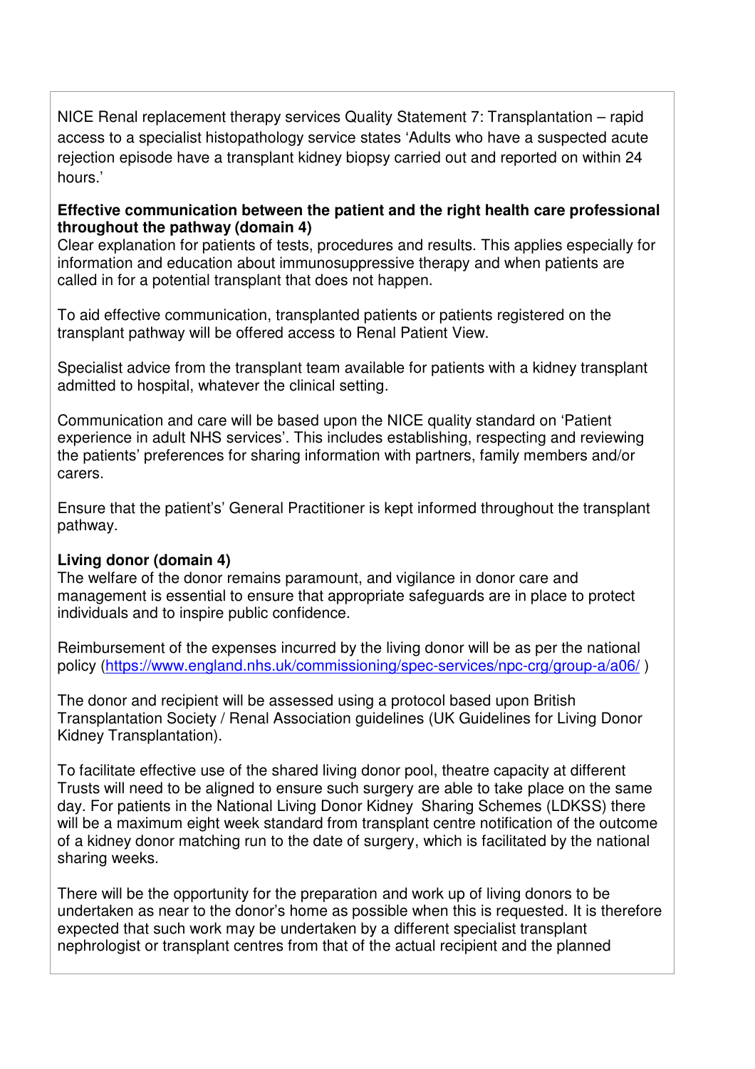NICE Renal replacement therapy services Quality Statement 7: Transplantation – rapid access to a specialist histopathology service states 'Adults who have a suspected acute rejection episode have a transplant kidney biopsy carried out and reported on within 24 hours.'

**Effective communication between the patient and the right health care professional throughout the pathway (domain 4)**

Clear explanation for patients of tests, procedures and results. This applies especially for information and education about immunosuppressive therapy and when patients are called in for a potential transplant that does not happen.

To aid effective communication, transplanted patients or patients registered on the transplant pathway will be offered access to Renal Patient View.

Specialist advice from the transplant team available for patients with a kidney transplant admitted to hospital, whatever the clinical setting.

Communication and care will be based upon the NICE quality standard on 'Patient experience in adult NHS services'. This includes establishing, respecting and reviewing the patients' preferences for sharing information with partners, family members and/or carers.

Ensure that the patient's' General Practitioner is kept informed throughout the transplant pathway.

**Living donor (domain 4)**

The welfare of the donor remains paramount, and vigilance in donor care and management is essential to ensure that appropriate safeguards are in place to protect individuals and to inspire public confidence.

Reimbursement of the expenses incurred by the living donor will be as per the national policy (https://www.england.nhs.uk/commissioning/spec-services/npc-crg/group-a/a06/ )

The donor and recipient will be assessed using a protocol based upon British Transplantation Society / Renal Association guidelines (UK Guidelines for Living Donor Kidney Transplantation).

To facilitate effective use of the shared living donor pool, theatre capacity at different Trusts will need to be aligned to ensure such surgery are able to take place on the same day. For patients in the National Living Donor Kidney Sharing Schemes (LDKSS) there will be a maximum eight week standard from transplant centre notification of the outcome of a kidney donor matching run to the date of surgery, which is facilitated by the national sharing weeks.

There will be the opportunity for the preparation and work up of living donors to be undertaken as near to the donor's home as possible when this is requested. It is therefore expected that such work may be undertaken by a different specialist transplant nephrologist or transplant centres from that of the actual recipient and the planned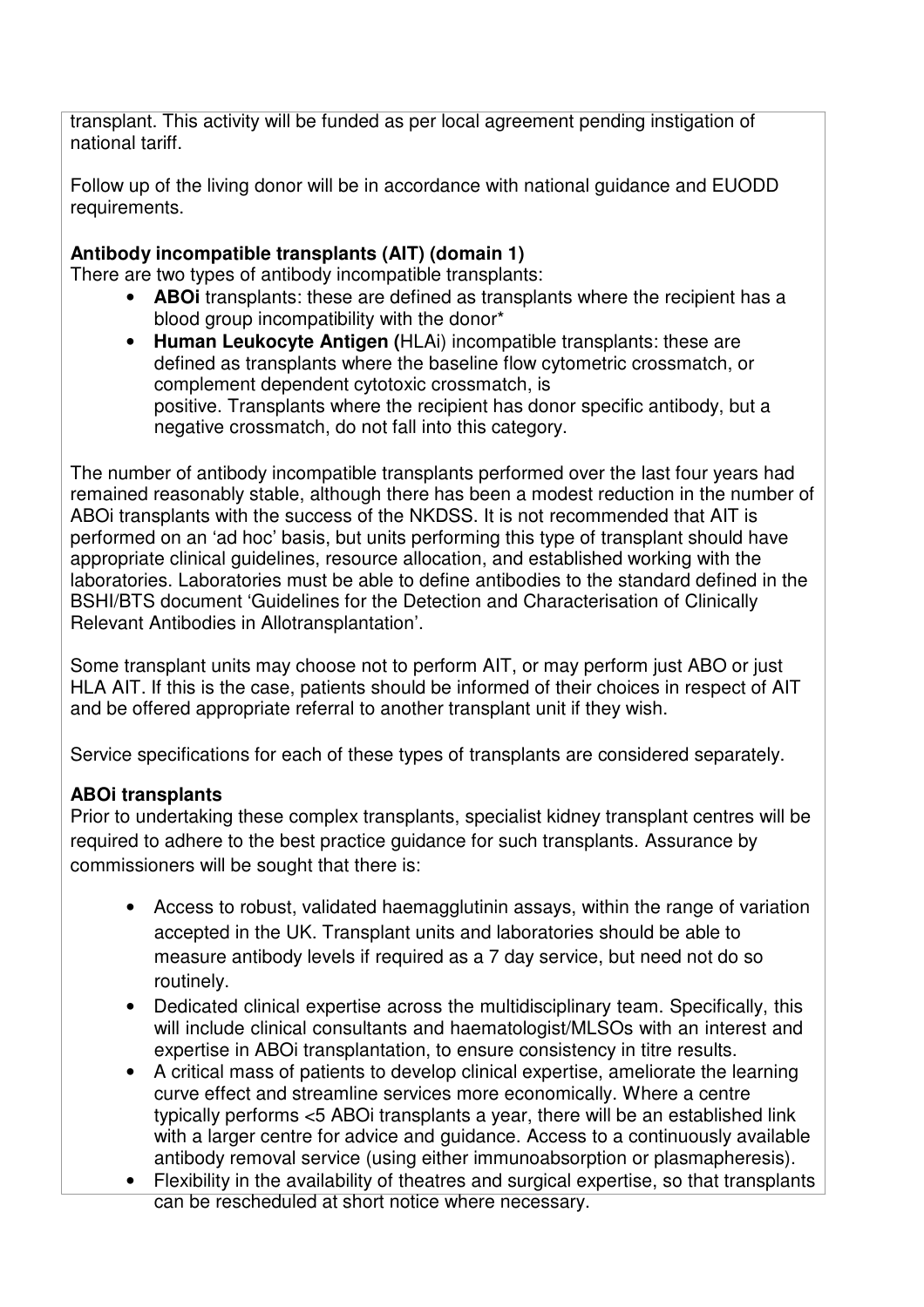transplant. This activity will be funded as per local agreement pending instigation of national tariff.

Follow up of the living donor will be in accordance with national guidance and EUODD requirements.

**Antibody incompatible transplants (AIT) (domain 1)**

There are two types of antibody incompatible transplants:

- **ABOi** transplants: these are defined as transplants where the recipient has a blood group incompatibility with the donor*
- **Human Leukocyte Antigen (**HLAi) incompatible transplants: these are defined as transplants where the baseline flow cytometric crossmatch, or complement dependent cytotoxic crossmatch, is positive. Transplants where the recipient has donor specific antibody, but a negative crossmatch, do not fall into this category.

The number of antibody incompatible transplants performed over the last four years had remained reasonably stable, although there has been a modest reduction in the number of ABOi transplants with the success of the NKDSS. It is not recommended that AIT is performed on an 'ad hoc' basis, but units performing this type of transplant should have appropriate clinical guidelines, resource allocation, and established working with the laboratories. Laboratories must be able to define antibodies to the standard defined in the BSHI/BTS document 'Guidelines for the Detection and Characterisation of Clinically Relevant Antibodies in Allotransplantation'.

Some transplant units may choose not to perform AIT, or may perform just ABO or just HLA AIT. If this is the case, patients should be informed of their choices in respect of AIT and be offered appropriate referral to another transplant unit if they wish.

Service specifications for each of these types of transplants are considered separately.

**ABOi transplants**

Prior to undertaking these complex transplants, specialist kidney transplant centres will be required to adhere to the best practice guidance for such transplants. Assurance by commissioners will be sought that there is:

- Access to robust, validated haemagglutinin assays, within the range of variation accepted in the UK. Transplant units and laboratories should be able to measure antibody levels if required as a 7 day service, but need not do so routinely.
- Dedicated clinical expertise across the multidisciplinary team. Specifically, this will include clinical consultants and haematologist/MLSOs with an interest and expertise in ABOi transplantation, to ensure consistency in titre results.
- A critical mass of patients to develop clinical expertise, ameliorate the learning curve effect and streamline services more economically. Where a centre typically performs <5 ABOi transplants a year, there will be an established link with a larger centre for advice and guidance. Access to a continuously available antibody removal service (using either immunoabsorption or plasmapheresis).
- Flexibility in the availability of theatres and surgical expertise, so that transplants can be rescheduled at short notice where necessary.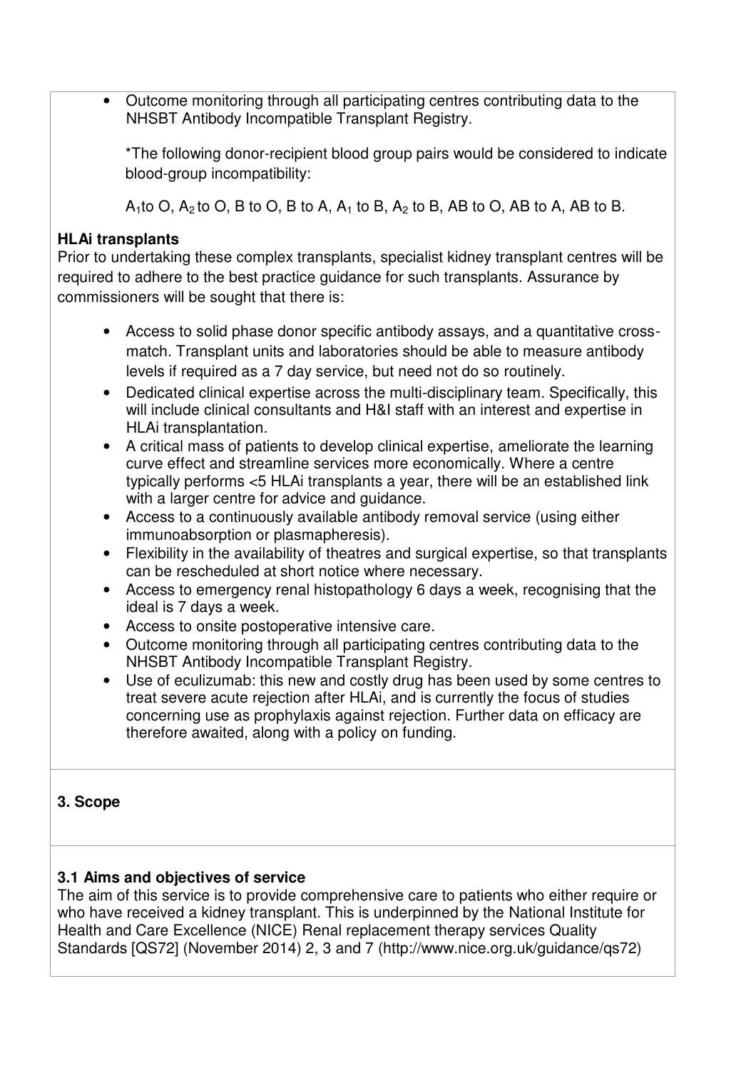- Outcome monitoring through all participating centres contributing data to the NHSBT Antibody Incompatible Transplant Registry.

*The following donor-recipient blood group pairs would be considered to indicate blood-group incompatibility:

$A_1$ to O, $A_2$ to O, B to O, B to A, $A_1$ to B, $A_2$ to B, AB to O, AB to A, AB to B.

**HLAi transplants**

Prior to undertaking these complex transplants, specialist kidney transplant centres will be required to adhere to the best practice guidance for such transplants. Assurance by commissioners will be sought that there is:

- Access to solid phase donor specific antibody assays, and a quantitative cross-match. Transplant units and laboratories should be able to measure antibody levels if required as a 7 day service, but need not do so routinely.
- Dedicated clinical expertise across the multi-disciplinary team. Specifically, this will include clinical consultants and H&I staff with an interest and expertise in HLAi transplantation.
- A critical mass of patients to develop clinical expertise, ameliorate the learning curve effect and streamline services more economically. Where a centre typically performs <5 HLAi transplants a year, there will be an established link with a larger centre for advice and guidance.
- Access to a continuously available antibody removal service (using either immunoabsorption or plasmapheresis).
- Flexibility in the availability of theatres and surgical expertise, so that transplants can be rescheduled at short notice where necessary.
- Access to emergency renal histopathology 6 days a week, recognising that the ideal is 7 days a week.
- Access to onsite postoperative intensive care.
- Outcome monitoring through all participating centres contributing data to the NHSBT Antibody Incompatible Transplant Registry.
- Use of eculizumab: this new and costly drug has been used by some centres to treat severe acute rejection after HLAi, and is currently the focus of studies concerning use as prophylaxis against rejection. Further data on efficacy are therefore awaited, along with a policy on funding.

## 3. Scope

### 3.1 Aims and objectives of service

The aim of this service is to provide comprehensive care to patients who either require or who have received a kidney transplant. This is underpinned by the National Institute for Health and Care Excellence (NICE) Renal replacement therapy services Quality Standards [QS72] (November 2014) 2, 3 and 7 (http://www.nice.org.uk/guidance/qs72)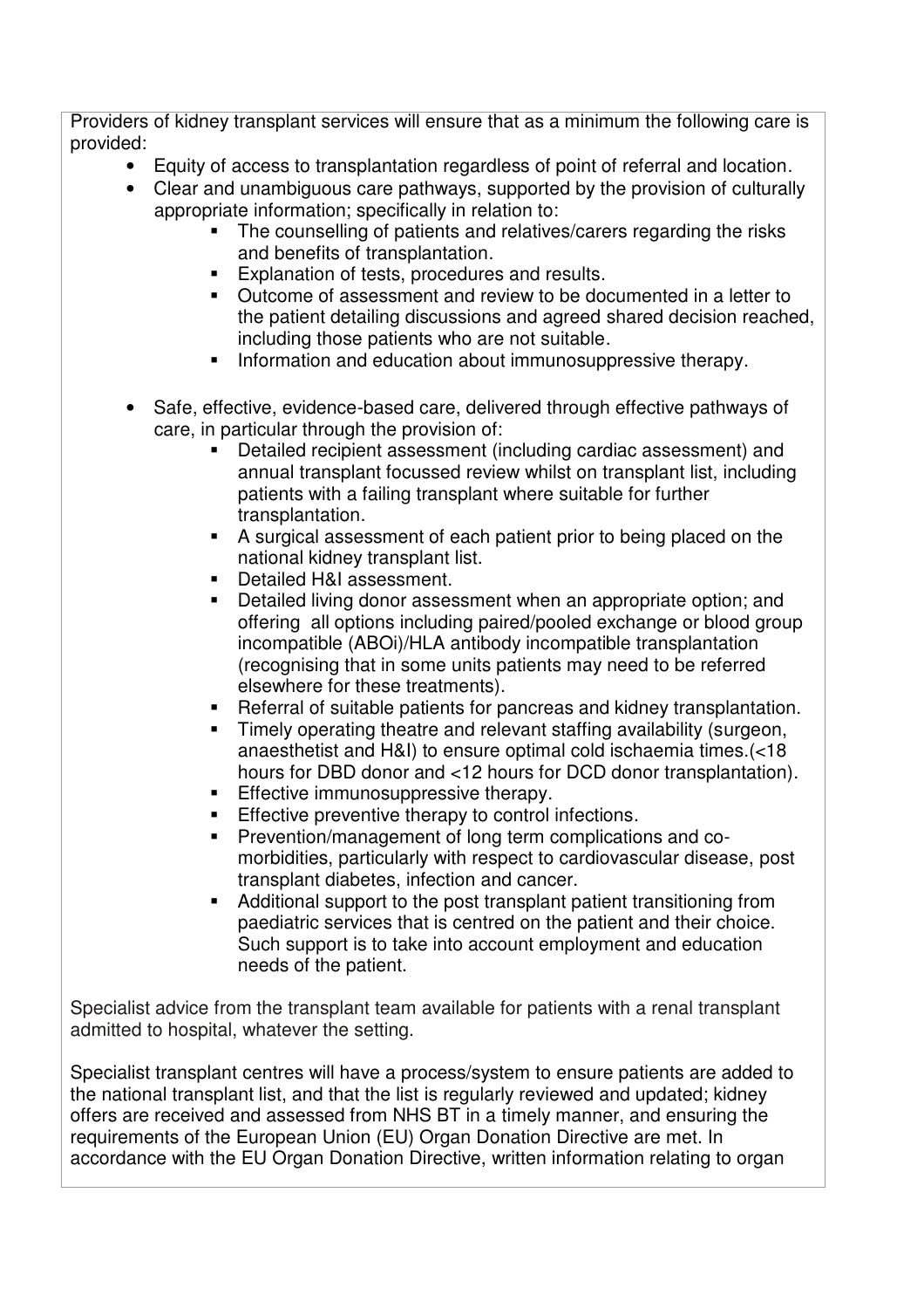Providers of kidney transplant services will ensure that as a minimum the following care is provided:

- Equity of access to transplantation regardless of point of referral and location.
- Clear and unambiguous care pathways, supported by the provision of culturally appropriate information; specifically in relation to:
  - The counselling of patients and relatives/carers regarding the risks and benefits of transplantation.
  - Explanation of tests, procedures and results.
  - Outcome of assessment and review to be documented in a letter to the patient detailing discussions and agreed shared decision reached, including those patients who are not suitable.
  - Information and education about immunosuppressive therapy.

- Safe, effective, evidence-based care, delivered through effective pathways of care, in particular through the provision of:
  - Detailed recipient assessment (including cardiac assessment) and annual transplant focussed review whilst on transplant list, including patients with a failing transplant where suitable for further transplantation.
  - A surgical assessment of each patient prior to being placed on the national kidney transplant list.
  - Detailed H&I assessment.
  - Detailed living donor assessment when an appropriate option; and offering all options including paired/pooled exchange or blood group incompatible (ABOi)/HLA antibody incompatible transplantation (recognising that in some units patients may need to be referred elsewhere for these treatments).
  - Referral of suitable patients for pancreas and kidney transplantation.
  - Timely operating theatre and relevant staffing availability (surgeon, anaesthetist and H&I) to ensure optimal cold ischaemia times.(<18 hours for DBD donor and <12 hours for DCD donor transplantation).
  - Effective immunosuppressive therapy.
  - Effective preventive therapy to control infections.
  - Prevention/management of long term complications and co-morbidities, particularly with respect to cardiovascular disease, post transplant diabetes, infection and cancer.
  - Additional support to the post transplant patient transitioning from paediatric services that is centred on the patient and their choice. Such support is to take into account employment and education needs of the patient.

Specialist advice from the transplant team available for patients with a renal transplant admitted to hospital, whatever the setting.

Specialist transplant centres will have a process/system to ensure patients are added to the national transplant list, and that the list is regularly reviewed and updated; kidney offers are received and assessed from NHS BT in a timely manner, and ensuring the requirements of the European Union (EU) Organ Donation Directive are met. In accordance with the EU Organ Donation Directive, written information relating to organ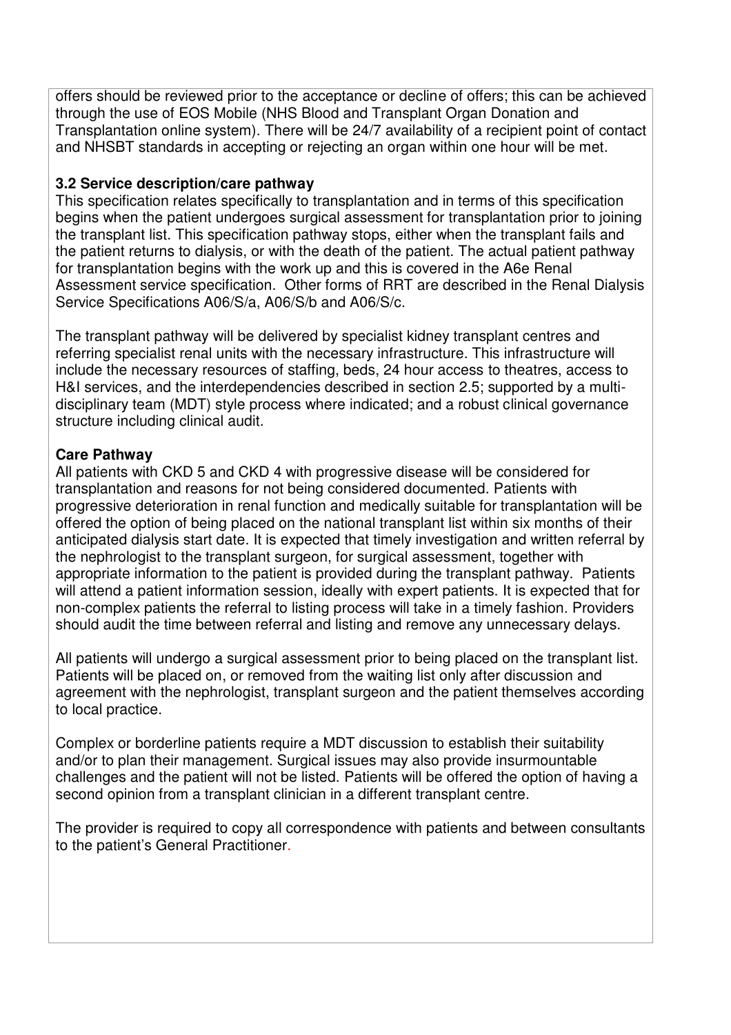offers should be reviewed prior to the acceptance or decline of offers; this can be achieved through the use of EOS Mobile (NHS Blood and Transplant Organ Donation and Transplantation online system). There will be 24/7 availability of a recipient point of contact and NHSBT standards in accepting or rejecting an organ within one hour will be met.

**3.2 Service description/care pathway**

This specification relates specifically to transplantation and in terms of this specification begins when the patient undergoes surgical assessment for transplantation prior to joining the transplant list. This specification pathway stops, either when the transplant fails and the patient returns to dialysis, or with the death of the patient. The actual patient pathway for transplantation begins with the work up and this is covered in the A6e Renal Assessment service specification. Other forms of RRT are described in the Renal Dialysis Service Specifications A06/S/a, A06/S/b and A06/S/c.

The transplant pathway will be delivered by specialist kidney transplant centres and referring specialist renal units with the necessary infrastructure. This infrastructure will include the necessary resources of staffing, beds, 24 hour access to theatres, access to H&I services, and the interdependencies described in section 2.5; supported by a multi-disciplinary team (MDT) style process where indicated; and a robust clinical governance structure including clinical audit.

**Care Pathway**

All patients with CKD 5 and CKD 4 with progressive disease will be considered for transplantation and reasons for not being considered documented. Patients with progressive deterioration in renal function and medically suitable for transplantation will be offered the option of being placed on the national transplant list within six months of their anticipated dialysis start date. It is expected that timely investigation and written referral by the nephrologist to the transplant surgeon, for surgical assessment, together with appropriate information to the patient is provided during the transplant pathway. Patients will attend a patient information session, ideally with expert patients. It is expected that for non-complex patients the referral to listing process will take in a timely fashion. Providers should audit the time between referral and listing and remove any unnecessary delays.

All patients will undergo a surgical assessment prior to being placed on the transplant list. Patients will be placed on, or removed from the waiting list only after discussion and agreement with the nephrologist, transplant surgeon and the patient themselves according to local practice.

Complex or borderline patients require a MDT discussion to establish their suitability and/or to plan their management. Surgical issues may also provide insurmountable challenges and the patient will not be listed. Patients will be offered the option of having a second opinion from a transplant clinician in a different transplant centre.

The provider is required to copy all correspondence with patients and between consultants to the patient's General Practitioner.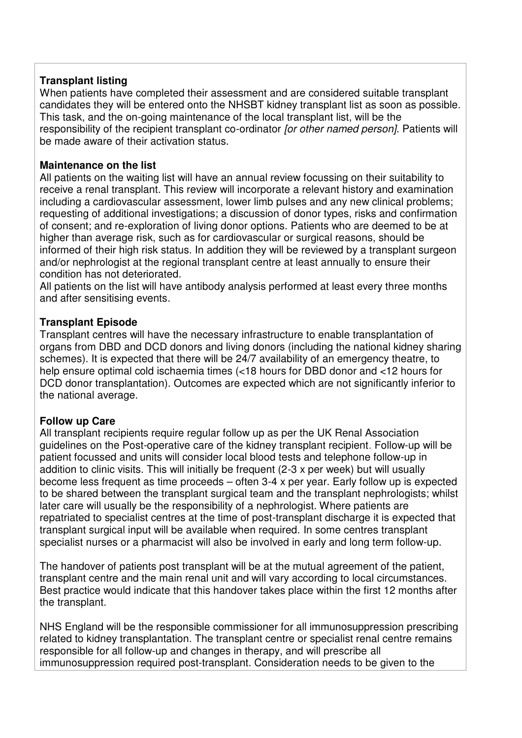**Transplant listing**

When patients have completed their assessment and are considered suitable transplant candidates they will be entered onto the NHSBT kidney transplant list as soon as possible. This task, and the on-going maintenance of the local transplant list, will be the responsibility of the recipient transplant co-ordinator *[or other named person]*. Patients will be made aware of their activation status.

**Maintenance on the list**

All patients on the waiting list will have an annual review focussing on their suitability to receive a renal transplant. This review will incorporate a relevant history and examination including a cardiovascular assessment, lower limb pulses and any new clinical problems; requesting of additional investigations; a discussion of donor types, risks and confirmation of consent; and re-exploration of living donor options. Patients who are deemed to be at higher than average risk, such as for cardiovascular or surgical reasons, should be informed of their high risk status. In addition they will be reviewed by a transplant surgeon and/or nephrologist at the regional transplant centre at least annually to ensure their condition has not deteriorated.

All patients on the list will have antibody analysis performed at least every three months and after sensitising events.

**Transplant Episode**

Transplant centres will have the necessary infrastructure to enable transplantation of organs from DBD and DCD donors and living donors (including the national kidney sharing schemes). It is expected that there will be 24/7 availability of an emergency theatre, to help ensure optimal cold ischaemia times (<18 hours for DBD donor and <12 hours for DCD donor transplantation). Outcomes are expected which are not significantly inferior to the national average.

**Follow up Care**

All transplant recipients require regular follow up as per the UK Renal Association guidelines on the Post-operative care of the kidney transplant recipient. Follow-up will be patient focussed and units will consider local blood tests and telephone follow-up in addition to clinic visits. This will initially be frequent (2-3 x per week) but will usually become less frequent as time proceeds – often 3-4 x per year. Early follow up is expected to be shared between the transplant surgical team and the transplant nephrologists; whilst later care will usually be the responsibility of a nephrologist. Where patients are repatriated to specialist centres at the time of post-transplant discharge it is expected that transplant surgical input will be available when required. In some centres transplant specialist nurses or a pharmacist will also be involved in early and long term follow-up.

The handover of patients post transplant will be at the mutual agreement of the patient, transplant centre and the main renal unit and will vary according to local circumstances. Best practice would indicate that this handover takes place within the first 12 months after the transplant.

NHS England will be the responsible commissioner for all immunosuppression prescribing related to kidney transplantation. The transplant centre or specialist renal centre remains responsible for all follow-up and changes in therapy, and will prescribe all immunosuppression required post-transplant. Consideration needs to be given to the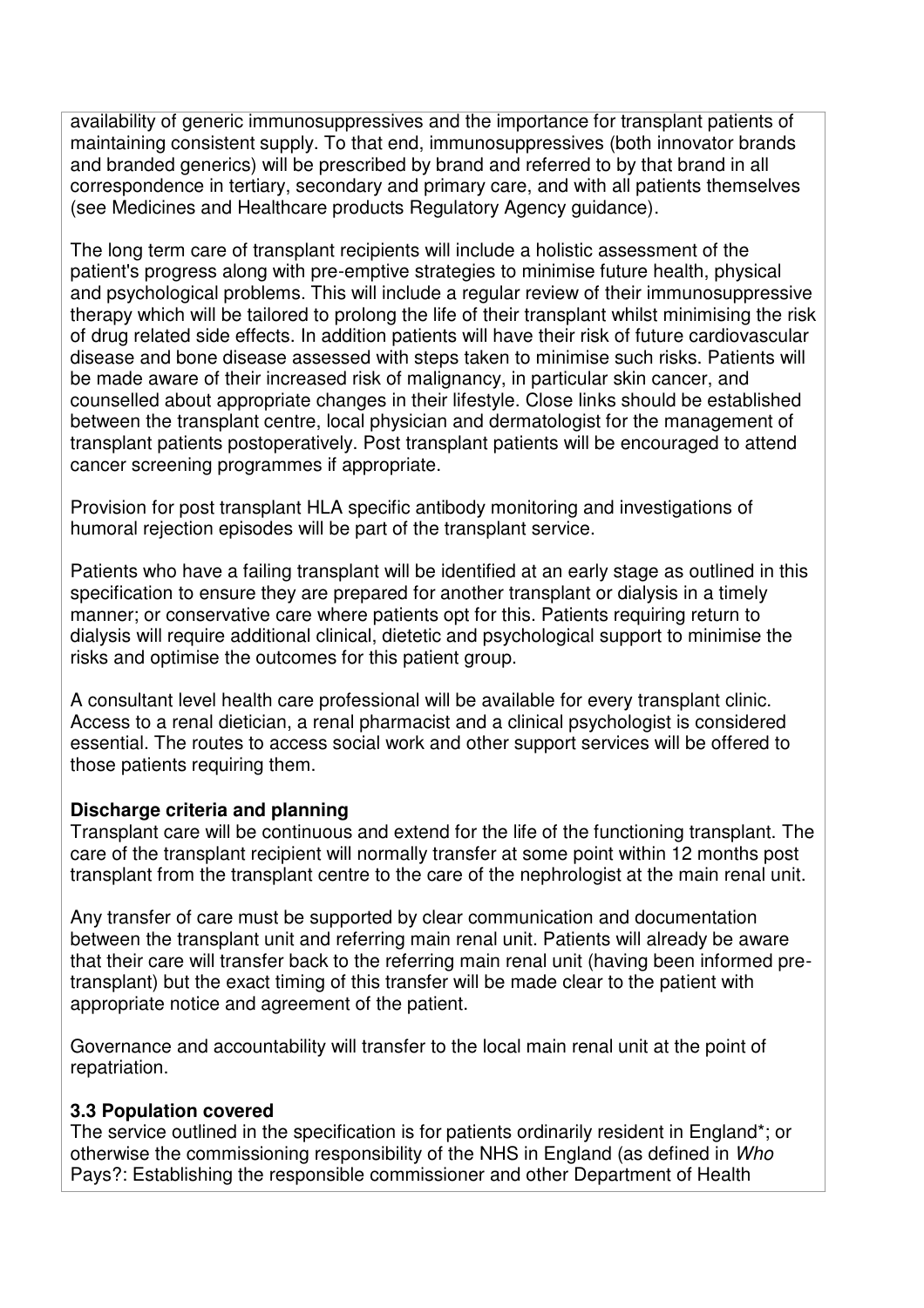availability of generic immunosuppressives and the importance for transplant patients of maintaining consistent supply. To that end, immunosuppressives (both innovator brands and branded generics) will be prescribed by brand and referred to by that brand in all correspondence in tertiary, secondary and primary care, and with all patients themselves (see Medicines and Healthcare products Regulatory Agency guidance).

The long term care of transplant recipients will include a holistic assessment of the patient's progress along with pre-emptive strategies to minimise future health, physical and psychological problems. This will include a regular review of their immunosuppressive therapy which will be tailored to prolong the life of their transplant whilst minimising the risk of drug related side effects. In addition patients will have their risk of future cardiovascular disease and bone disease assessed with steps taken to minimise such risks. Patients will be made aware of their increased risk of malignancy, in particular skin cancer, and counselled about appropriate changes in their lifestyle. Close links should be established between the transplant centre, local physician and dermatologist for the management of transplant patients postoperatively. Post transplant patients will be encouraged to attend cancer screening programmes if appropriate.

Provision for post transplant HLA specific antibody monitoring and investigations of humoral rejection episodes will be part of the transplant service.

Patients who have a failing transplant will be identified at an early stage as outlined in this specification to ensure they are prepared for another transplant or dialysis in a timely manner; or conservative care where patients opt for this. Patients requiring return to dialysis will require additional clinical, dietetic and psychological support to minimise the risks and optimise the outcomes for this patient group.

A consultant level health care professional will be available for every transplant clinic. Access to a renal dietician, a renal pharmacist and a clinical psychologist is considered essential. The routes to access social work and other support services will be offered to those patients requiring them.

**Discharge criteria and planning**

Transplant care will be continuous and extend for the life of the functioning transplant. The care of the transplant recipient will normally transfer at some point within 12 months post transplant from the transplant centre to the care of the nephrologist at the main renal unit.

Any transfer of care must be supported by clear communication and documentation between the transplant unit and referring main renal unit. Patients will already be aware that their care will transfer back to the referring main renal unit (having been informed pre-transplant) but the exact timing of this transfer will be made clear to the patient with appropriate notice and agreement of the patient.

Governance and accountability will transfer to the local main renal unit at the point of repatriation.

**3.3 Population covered**

The service outlined in the specification is for patients ordinarily resident in England*; or otherwise the commissioning responsibility of the NHS in England (as defined in *Who* Pays?: Establishing the responsible commissioner and other Department of Health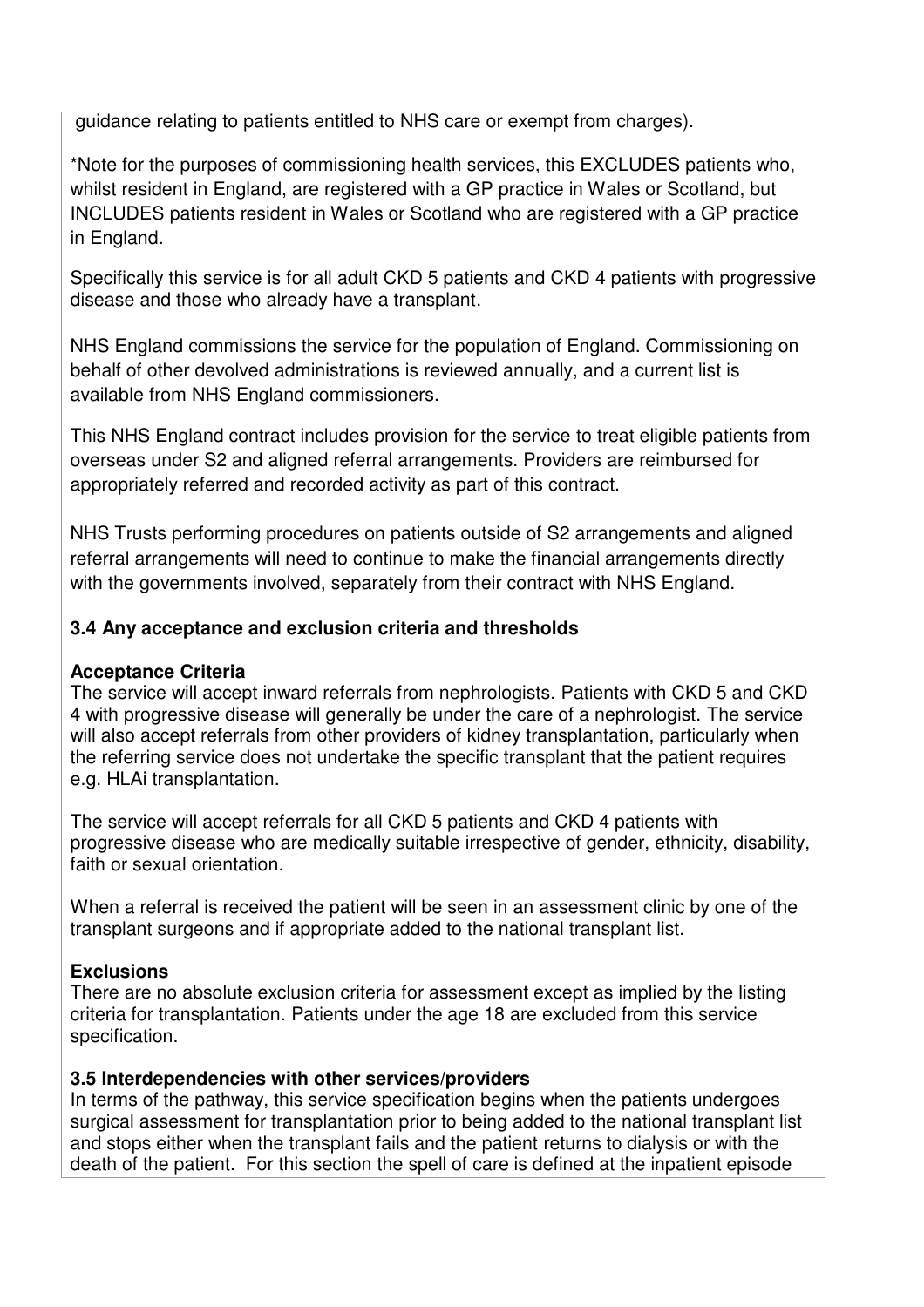guidance relating to patients entitled to NHS care or exempt from charges).

*Note for the purposes of commissioning health services, this EXCLUDES patients who, whilst resident in England, are registered with a GP practice in Wales or Scotland, but INCLUDES patients resident in Wales or Scotland who are registered with a GP practice in England.

Specifically this service is for all adult CKD 5 patients and CKD 4 patients with progressive disease and those who already have a transplant.

NHS England commissions the service for the population of England. Commissioning on behalf of other devolved administrations is reviewed annually, and a current list is available from NHS England commissioners.

This NHS England contract includes provision for the service to treat eligible patients from overseas under S2 and aligned referral arrangements. Providers are reimbursed for appropriately referred and recorded activity as part of this contract.

NHS Trusts performing procedures on patients outside of S2 arrangements and aligned referral arrangements will need to continue to make the financial arrangements directly with the governments involved, separately from their contract with NHS England.

### 3.4 Any acceptance and exclusion criteria and thresholds

**Acceptance Criteria**

The service will accept inward referrals from nephrologists. Patients with CKD 5 and CKD 4 with progressive disease will generally be under the care of a nephrologist. The service will also accept referrals from other providers of kidney transplantation, particularly when the referring service does not undertake the specific transplant that the patient requires e.g. HLAi transplantation.

The service will accept referrals for all CKD 5 patients and CKD 4 patients with progressive disease who are medically suitable irrespective of gender, ethnicity, disability, faith or sexual orientation.

When a referral is received the patient will be seen in an assessment clinic by one of the transplant surgeons and if appropriate added to the national transplant list.

**Exclusions**

There are no absolute exclusion criteria for assessment except as implied by the listing criteria for transplantation. Patients under the age 18 are excluded from this service specification.

### 3.5 Interdependencies with other services/providers

In terms of the pathway, this service specification begins when the patients undergoes surgical assessment for transplantation prior to being added to the national transplant list and stops either when the transplant fails and the patient returns to dialysis or with the death of the patient. For this section the spell of care is defined at the inpatient episode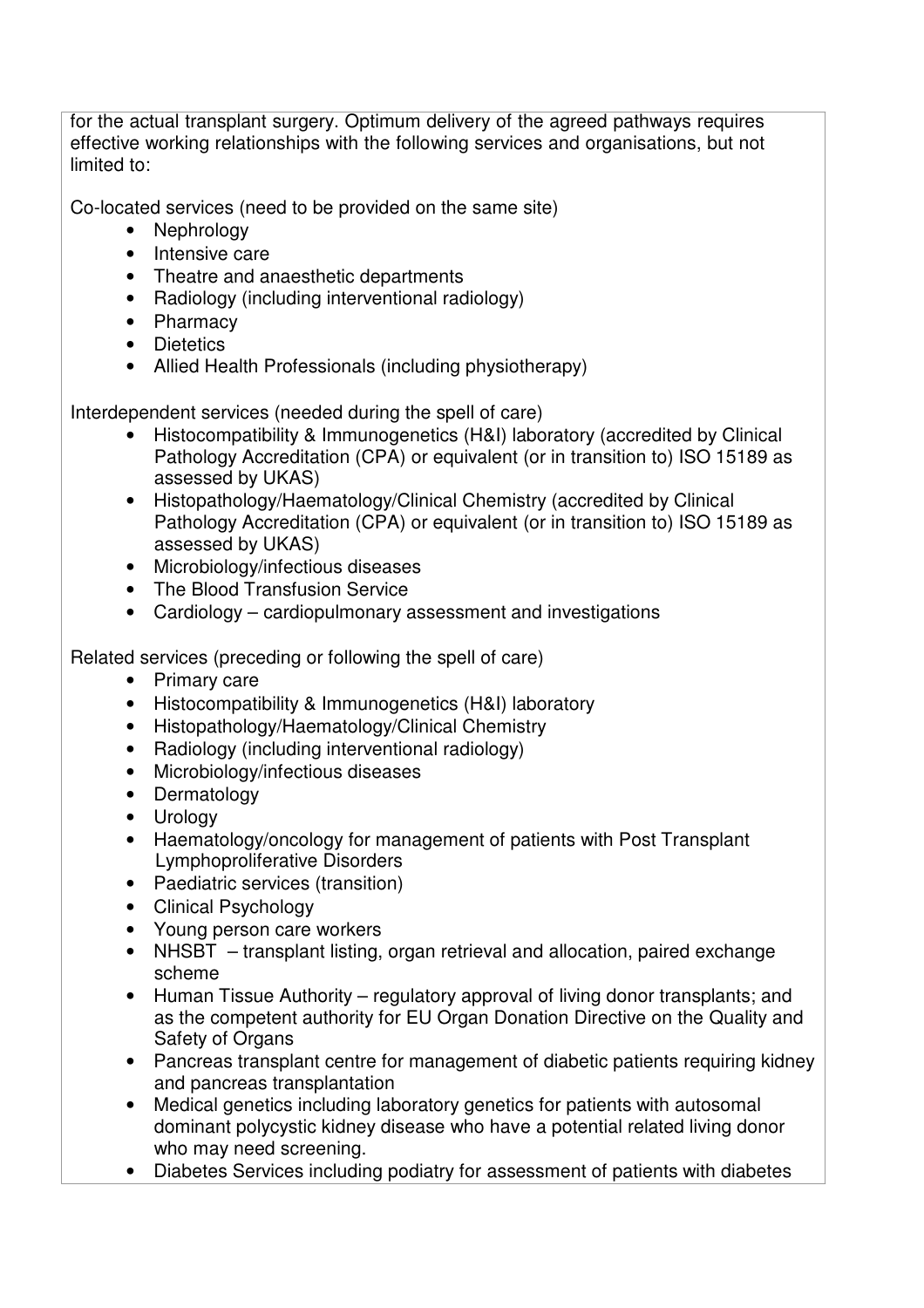for the actual transplant surgery. Optimum delivery of the agreed pathways requires effective working relationships with the following services and organisations, but not limited to:

Co-located services (need to be provided on the same site)

- Nephrology
- Intensive care
- Theatre and anaesthetic departments
- Radiology (including interventional radiology)
- Pharmacy
- Dietetics
- Allied Health Professionals (including physiotherapy)

Interdependent services (needed during the spell of care)

- Histocompatibility & Immunogenetics (H&I) laboratory (accredited by Clinical Pathology Accreditation (CPA) or equivalent (or in transition to) ISO 15189 as assessed by UKAS)
- Histopathology/Haematology/Clinical Chemistry (accredited by Clinical Pathology Accreditation (CPA) or equivalent (or in transition to) ISO 15189 as assessed by UKAS)
- Microbiology/infectious diseases
- The Blood Transfusion Service
- Cardiology – cardiopulmonary assessment and investigations

Related services (preceding or following the spell of care)

- Primary care
- Histocompatibility & Immunogenetics (H&I) laboratory
- Histopathology/Haematology/Clinical Chemistry
- Radiology (including interventional radiology)
- Microbiology/infectious diseases
- Dermatology
- Urology
- Haematology/oncology for management of patients with Post Transplant Lymphoproliferative Disorders
- Paediatric services (transition)
- Clinical Psychology
- Young person care workers
- NHSBT – transplant listing, organ retrieval and allocation, paired exchange scheme
- Human Tissue Authority – regulatory approval of living donor transplants; and as the competent authority for EU Organ Donation Directive on the Quality and Safety of Organs
- Pancreas transplant centre for management of diabetic patients requiring kidney and pancreas transplantation
- Medical genetics including laboratory genetics for patients with autosomal dominant polycystic kidney disease who have a potential related living donor who may need screening.
- Diabetes Services including podiatry for assessment of patients with diabetes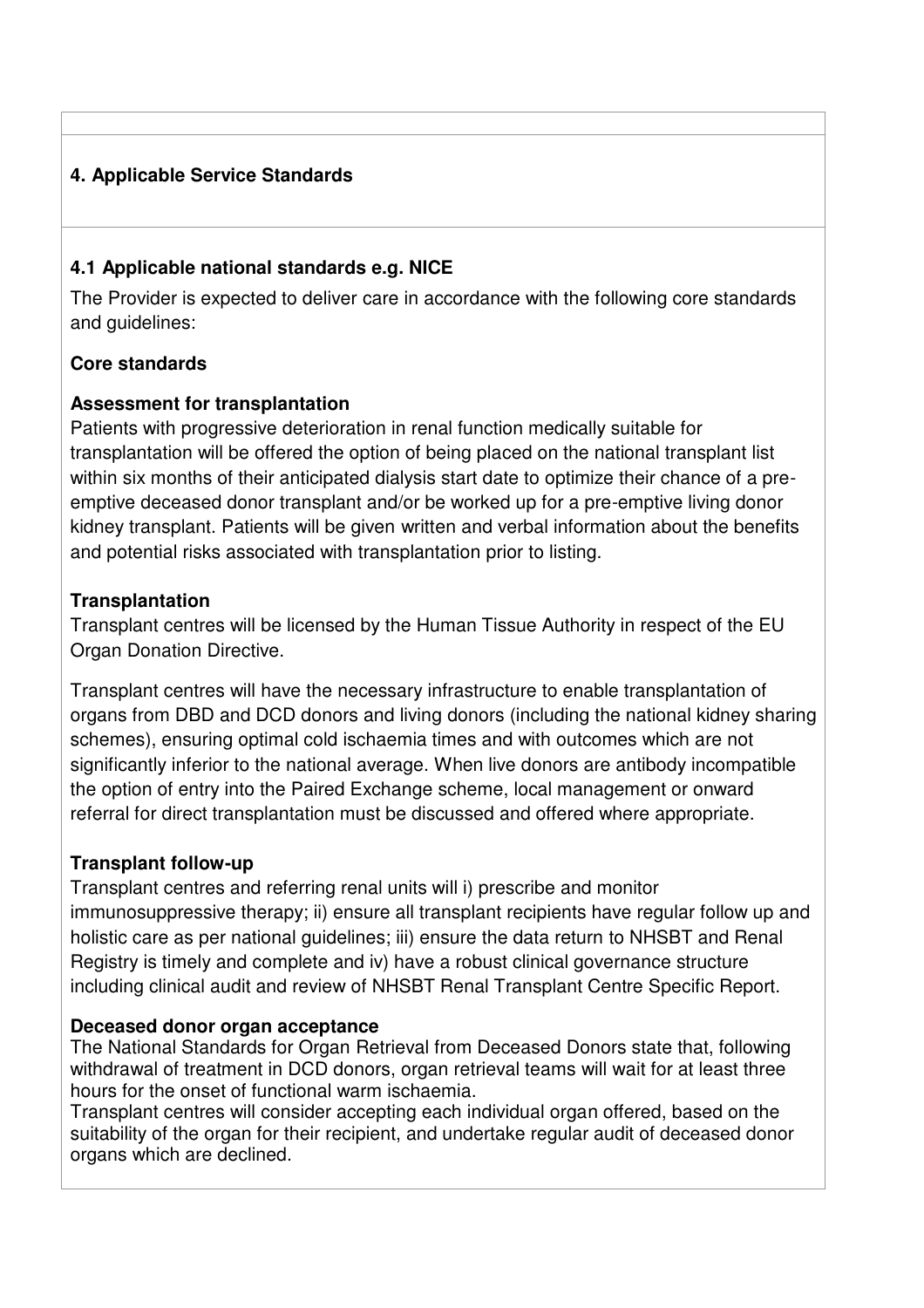## 4. Applicable Service Standards

### 4.1 Applicable national standards e.g. NICE

The Provider is expected to deliver care in accordance with the following core standards and guidelines:

**Core standards**

**Assessment for transplantation**

Patients with progressive deterioration in renal function medically suitable for transplantation will be offered the option of being placed on the national transplant list within six months of their anticipated dialysis start date to optimize their chance of a pre-emptive deceased donor transplant and/or be worked up for a pre-emptive living donor kidney transplant. Patients will be given written and verbal information about the benefits and potential risks associated with transplantation prior to listing.

**Transplantation**

Transplant centres will be licensed by the Human Tissue Authority in respect of the EU Organ Donation Directive.

Transplant centres will have the necessary infrastructure to enable transplantation of organs from DBD and DCD donors and living donors (including the national kidney sharing schemes), ensuring optimal cold ischaemia times and with outcomes which are not significantly inferior to the national average. When live donors are antibody incompatible the option of entry into the Paired Exchange scheme, local management or onward referral for direct transplantation must be discussed and offered where appropriate.

**Transplant follow-up**

Transplant centres and referring renal units will i) prescribe and monitor immunosuppressive therapy; ii) ensure all transplant recipients have regular follow up and holistic care as per national guidelines; iii) ensure the data return to NHSBT and Renal Registry is timely and complete and iv) have a robust clinical governance structure including clinical audit and review of NHSBT Renal Transplant Centre Specific Report.

**Deceased donor organ acceptance**

The National Standards for Organ Retrieval from Deceased Donors state that, following withdrawal of treatment in DCD donors, organ retrieval teams will wait for at least three hours for the onset of functional warm ischaemia.

Transplant centres will consider accepting each individual organ offered, based on the suitability of the organ for their recipient, and undertake regular audit of deceased donor organs which are declined.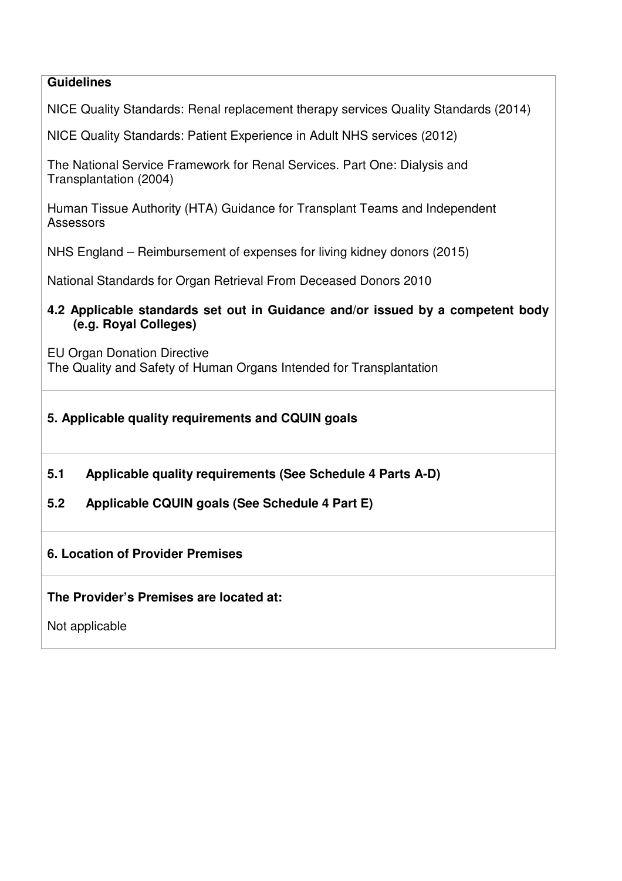**Guidelines**

NICE Quality Standards: Renal replacement therapy services Quality Standards (2014)

NICE Quality Standards: Patient Experience in Adult NHS services (2012)

The National Service Framework for Renal Services. Part One: Dialysis and Transplantation (2004)

Human Tissue Authority (HTA) Guidance for Transplant Teams and Independent Assessors

NHS England – Reimbursement of expenses for living kidney donors (2015)

National Standards for Organ Retrieval From Deceased Donors 2010

**4.2 Applicable standards set out in Guidance and/or issued by a competent body (e.g. Royal Colleges)**

EU Organ Donation Directive
The Quality and Safety of Human Organs Intended for Transplantation

**5. Applicable quality requirements and CQUIN goals**

**5.1 Applicable quality requirements (See Schedule 4 Parts A-D)**

**5.2 Applicable CQUIN goals (See Schedule 4 Part E)**

**6. Location of Provider Premises**

**The Provider's Premises are located at:**

Not applicable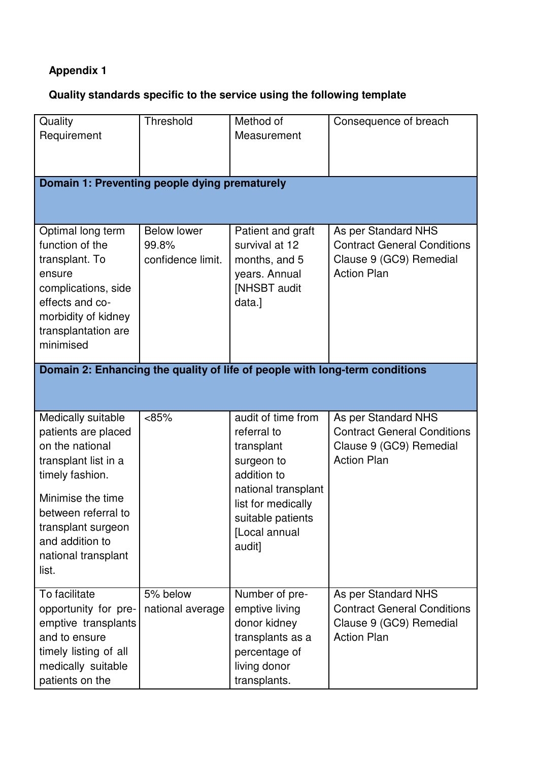**Appendix 1**

**Quality standards specific to the service using the following template**

| Quality Requirement | Threshold | Method of Measurement | Consequence of breach |
|---|---|---|---|
| **Domain 1: Preventing people dying prematurely** | | | |
| Optimal long term function of the transplant. To ensure complications, side effects and co-morbidity of kidney transplantation are minimised | Below lower 99.8% confidence limit. | Patient and graft survival at 12 months, and 5 years. Annual [NHSBT audit data.] | As per Standard NHS Contract General Conditions Clause 9 (GC9) Remedial Action Plan |
| **Domain 2: Enhancing the quality of life of people with long-term conditions** | | | |
| Medically suitable patients are placed on the national transplant list in a timely fashion.<br><br>Minimise the time between referral to transplant surgeon and addition to national transplant list. | <85% | audit of time from referral to transplant surgeon to addition to national transplant list for medically suitable patients [Local annual audit] | As per Standard NHS Contract General Conditions Clause 9 (GC9) Remedial Action Plan |
| To facilitate opportunity for pre-emptive transplants and to ensure timely listing of all medically suitable patients on the | 5% below national average | Number of pre-emptive living donor kidney transplants as a percentage of living donor transplants. | As per Standard NHS Contract General Conditions Clause 9 (GC9) Remedial Action Plan |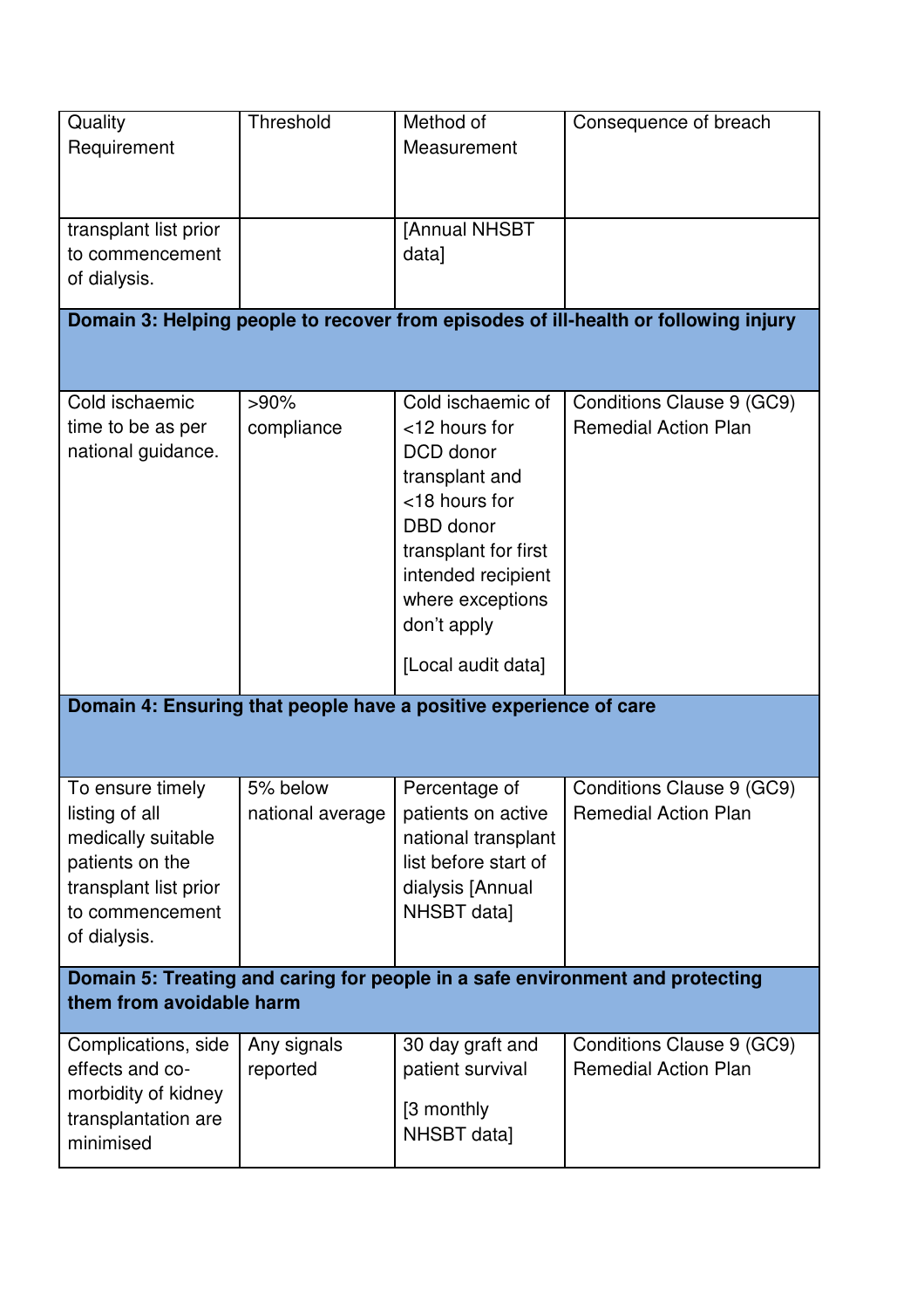| Quality Requirement | Threshold | Method of Measurement | Consequence of breach |
|---|---|---|---|
| transplant list prior to commencement of dialysis. | | [Annual NHSBT data] | |
| **Domain 3: Helping people to recover from episodes of ill-health or following injury** | | | |
| Cold ischaemic time to be as per national guidance. | >90% compliance | Cold ischaemic of <12 hours for DCD donor transplant and <18 hours for DBD donor transplant for first intended recipient where exceptions don't apply<br><br>[Local audit data] | Conditions Clause 9 (GC9) Remedial Action Plan |
| **Domain 4: Ensuring that people have a positive experience of care** | | | |
| To ensure timely listing of all medically suitable patients on the transplant list prior to commencement of dialysis. | 5% below national average | Percentage of patients on active national transplant list before start of dialysis [Annual NHSBT data] | Conditions Clause 9 (GC9) Remedial Action Plan |
| **Domain 5: Treating and caring for people in a safe environment and protecting them from avoidable harm** | | | |
| Complications, side effects and co-morbidity of kidney transplantation are minimised | Any signals reported | 30 day graft and patient survival<br><br>[3 monthly NHSBT data] | Conditions Clause 9 (GC9) Remedial Action Plan |